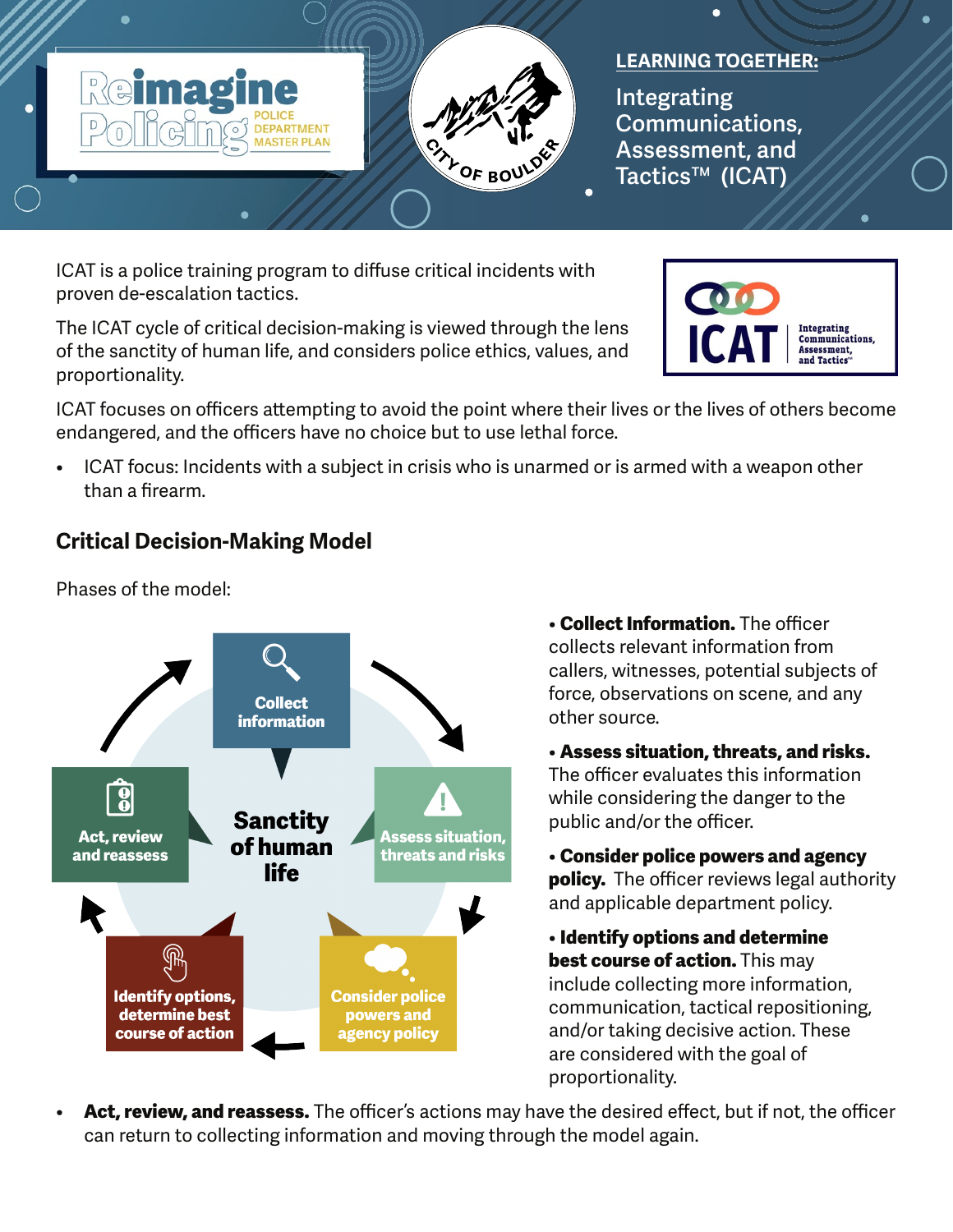# Reimagine Policing — Police Department Master Plan

**LEARNING TOGETHER:**

## Integrating Communications, Assessment, and Tactics™ (ICAT)

ICAT is a police training program to diffuse critical incidents with proven de-escalation tactics.

The ICAT cycle of critical decision-making is viewed through the lens of the sanctity of human life, and considers police ethics, values, and proportionality.

ICAT focuses on officers attempting to avoid the point where their lives or the lives of others become endangered, and the officers have no choice but to use lethal force.

- ICAT focus: Incidents with a subject in crisis who is unarmed or is armed with a weapon other than a firearm.

### Critical Decision-Making Model

Phases of the model:

Sanctity of human life: Collect information → Assess situation, threats and risks → Consider police powers and agency policy → Identify options, determine best course of action → Act, review and reassess

- **Collect Information.** The officer collects relevant information from callers, witnesses, potential subjects of force, observations on scene, and any other source.
- **Assess situation, threats, and risks.** The officer evaluates this information while considering the danger to the public and/or the officer.
- **Consider police powers and agency policy.** The officer reviews legal authority and applicable department policy.
- **Identify options and determine best course of action.** This may include collecting more information, communication, tactical repositioning, and/or taking decisive action. These are considered with the goal of proportionality.
- **Act, review, and reassess.** The officer's actions may have the desired effect, but if not, the officer can return to collecting information and moving through the model again.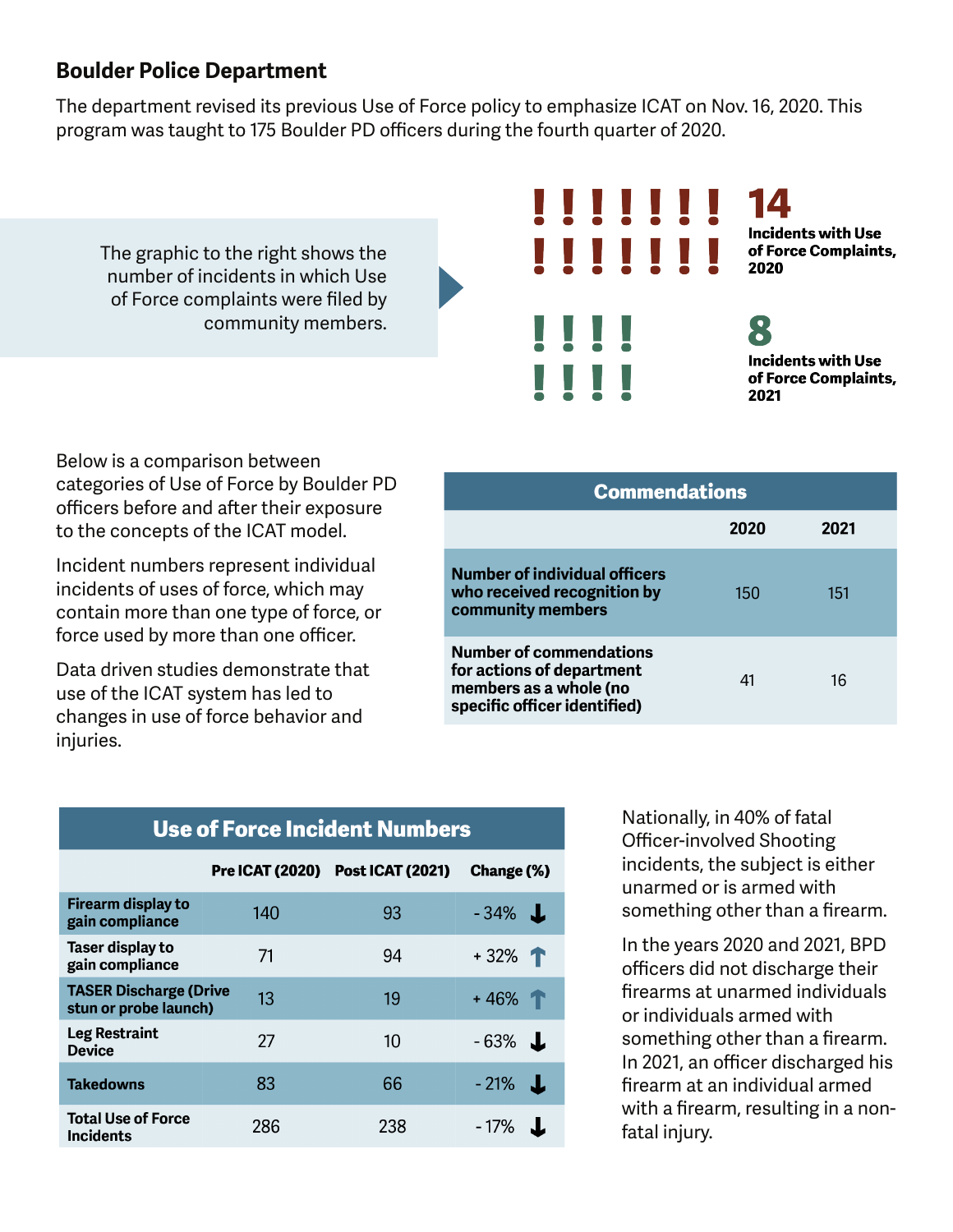## Boulder Police Department

The department revised its previous Use of Force policy to emphasize ICAT on Nov. 16, 2020. This program was taught to 175 Boulder PD officers during the fourth quarter of 2020.

The graphic to the right shows the number of incidents in which Use of Force complaints were filed by community members.

**14**
**Incidents with Use of Force Complaints, 2020**

**8**
**Incidents with Use of Force Complaints, 2021**

Below is a comparison between categories of Use of Force by Boulder PD officers before and after their exposure to the concepts of the ICAT model.

Incident numbers represent individual incidents of uses of force, which may contain more than one type of force, or force used by more than one officer.

Data driven studies demonstrate that use of the ICAT system has led to changes in use of force behavior and injuries.

**Commendations**

| | 2020 | 2021 |
|---|---|---|
| **Number of individual officers who received recognition by community members** | 150 | 151 |
| **Number of commendations for actions of department members as a whole (no specific officer identified)** | 41 | 16 |

**Use of Force Incident Numbers**

| | Pre ICAT (2020) | Post ICAT (2021) | Change (%) |
|---|---|---|---|
| **Firearm display to gain compliance** | 140 | 93 | - 34% ↓ |
| **Taser display to gain compliance** | 71 | 94 | + 32% ↑ |
| **TASER Discharge (Drive stun or probe launch)** | 13 | 19 | + 46% ↑ |
| **Leg Restraint Device** | 27 | 10 | - 63% ↓ |
| **Takedowns** | 83 | 66 | - 21% ↓ |
| **Total Use of Force Incidents** | 286 | 238 | - 17% ↓ |

Nationally, in 40% of fatal Officer-involved Shooting incidents, the subject is either unarmed or is armed with something other than a firearm.

In the years 2020 and 2021, BPD officers did not discharge their firearms at unarmed individuals or individuals armed with something other than a firearm. In 2021, an officer discharged his firearm at an individual armed with a firearm, resulting in a non-fatal injury.